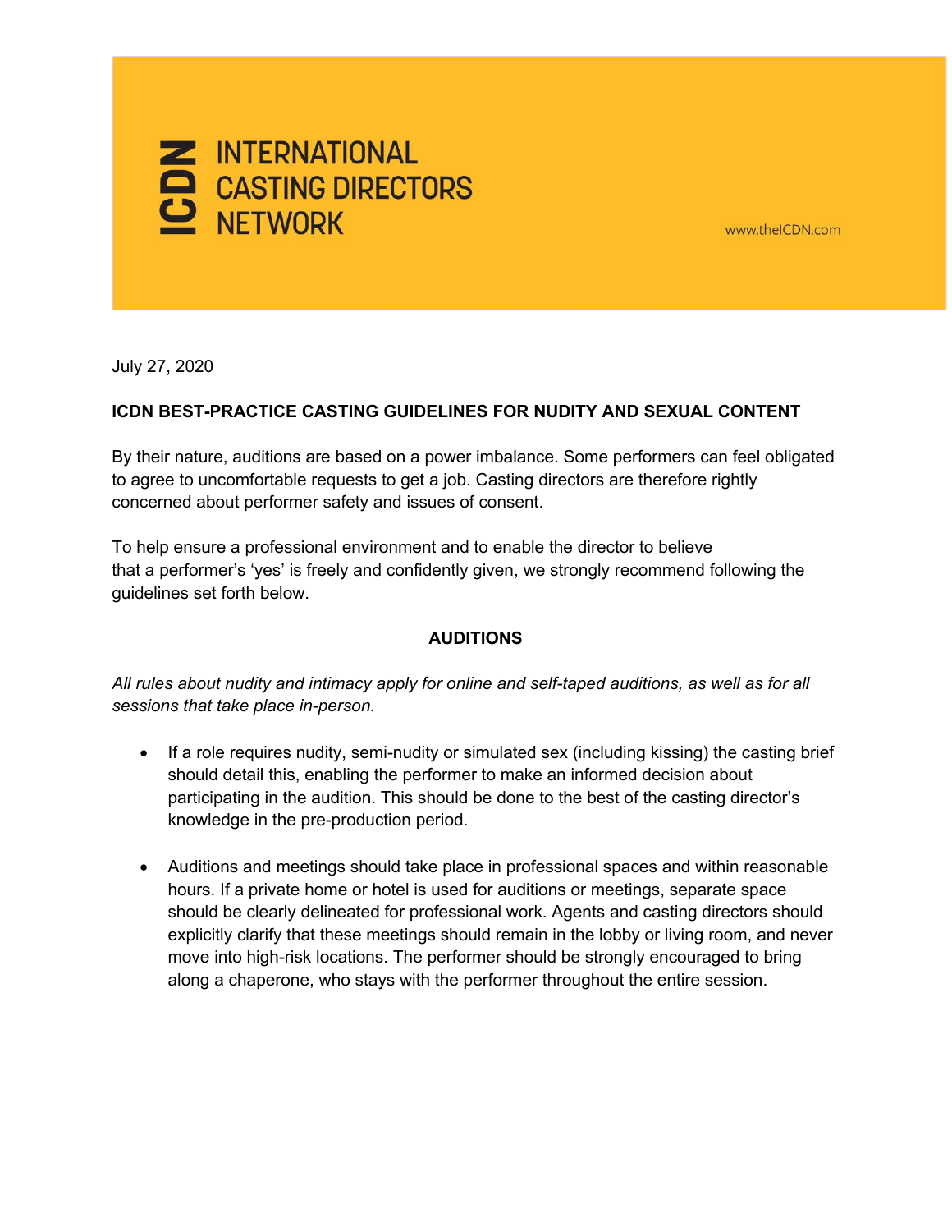ICDN INTERNATIONAL CASTING DIRECTORS NETWORK

www.theICDN.com

July 27, 2020

**ICDN BEST-PRACTICE CASTING GUIDELINES FOR NUDITY AND SEXUAL CONTENT**

By their nature, auditions are based on a power imbalance. Some performers can feel obligated to agree to uncomfortable requests to get a job. Casting directors are therefore rightly concerned about performer safety and issues of consent.

To help ensure a professional environment and to enable the director to believe that a performer's 'yes' is freely and confidently given, we strongly recommend following the guidelines set forth below.

## AUDITIONS

*All rules about nudity and intimacy apply for online and self-taped auditions, as well as for all sessions that take place in-person.*

- If a role requires nudity, semi-nudity or simulated sex (including kissing) the casting brief should detail this, enabling the performer to make an informed decision about participating in the audition. This should be done to the best of the casting director's knowledge in the pre-production period.
- Auditions and meetings should take place in professional spaces and within reasonable hours. If a private home or hotel is used for auditions or meetings, separate space should be clearly delineated for professional work. Agents and casting directors should explicitly clarify that these meetings should remain in the lobby or living room, and never move into high-risk locations. The performer should be strongly encouraged to bring along a chaperone, who stays with the performer throughout the entire session.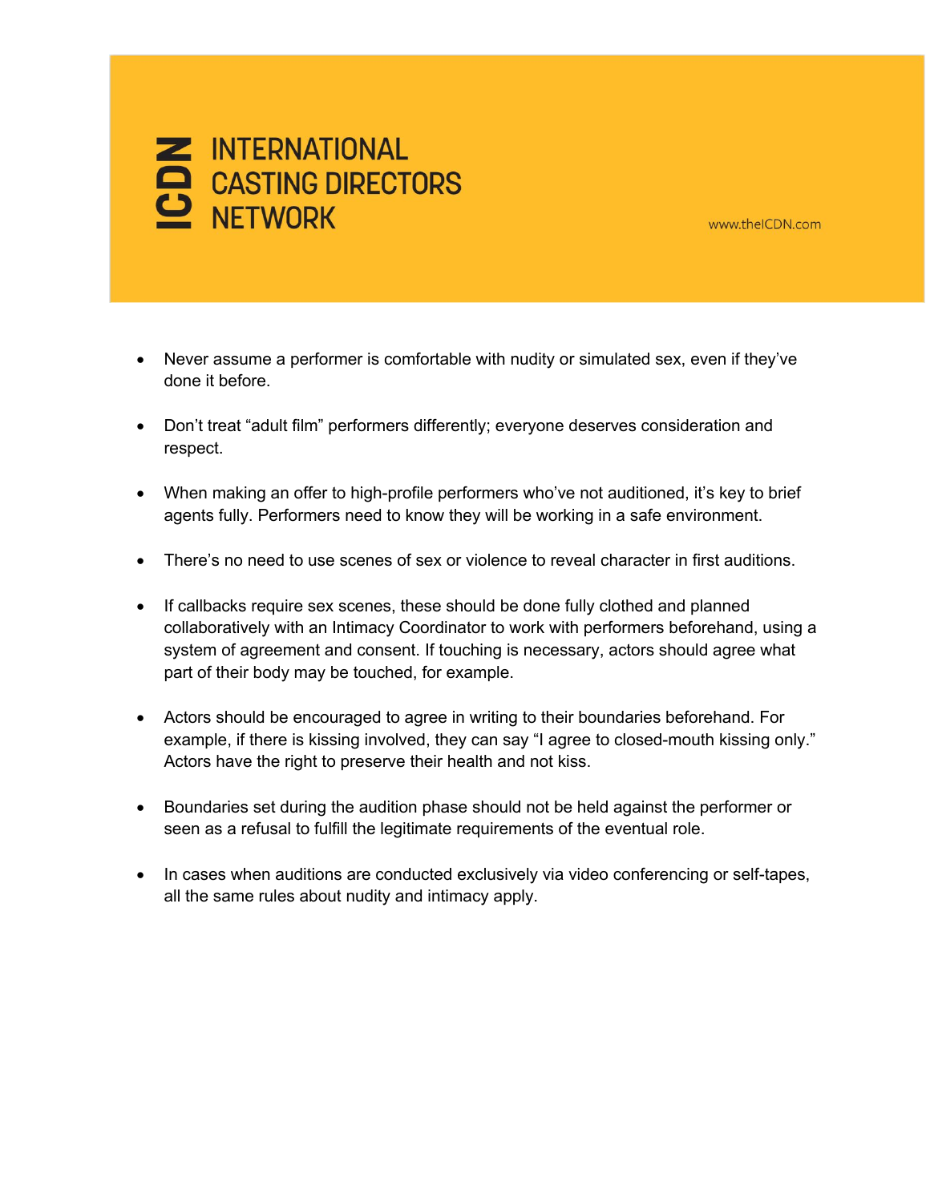- Never assume a performer is comfortable with nudity or simulated sex, even if they've done it before.

- Don't treat "adult film" performers differently; everyone deserves consideration and respect.

- When making an offer to high-profile performers who've not auditioned, it's key to brief agents fully. Performers need to know they will be working in a safe environment.

- There's no need to use scenes of sex or violence to reveal character in first auditions.

- If callbacks require sex scenes, these should be done fully clothed and planned collaboratively with an Intimacy Coordinator to work with performers beforehand, using a system of agreement and consent. If touching is necessary, actors should agree what part of their body may be touched, for example.

- Actors should be encouraged to agree in writing to their boundaries beforehand. For example, if there is kissing involved, they can say "I agree to closed-mouth kissing only." Actors have the right to preserve their health and not kiss.

- Boundaries set during the audition phase should not be held against the performer or seen as a refusal to fulfill the legitimate requirements of the eventual role.

- In cases when auditions are conducted exclusively via video conferencing or self-tapes, all the same rules about nudity and intimacy apply.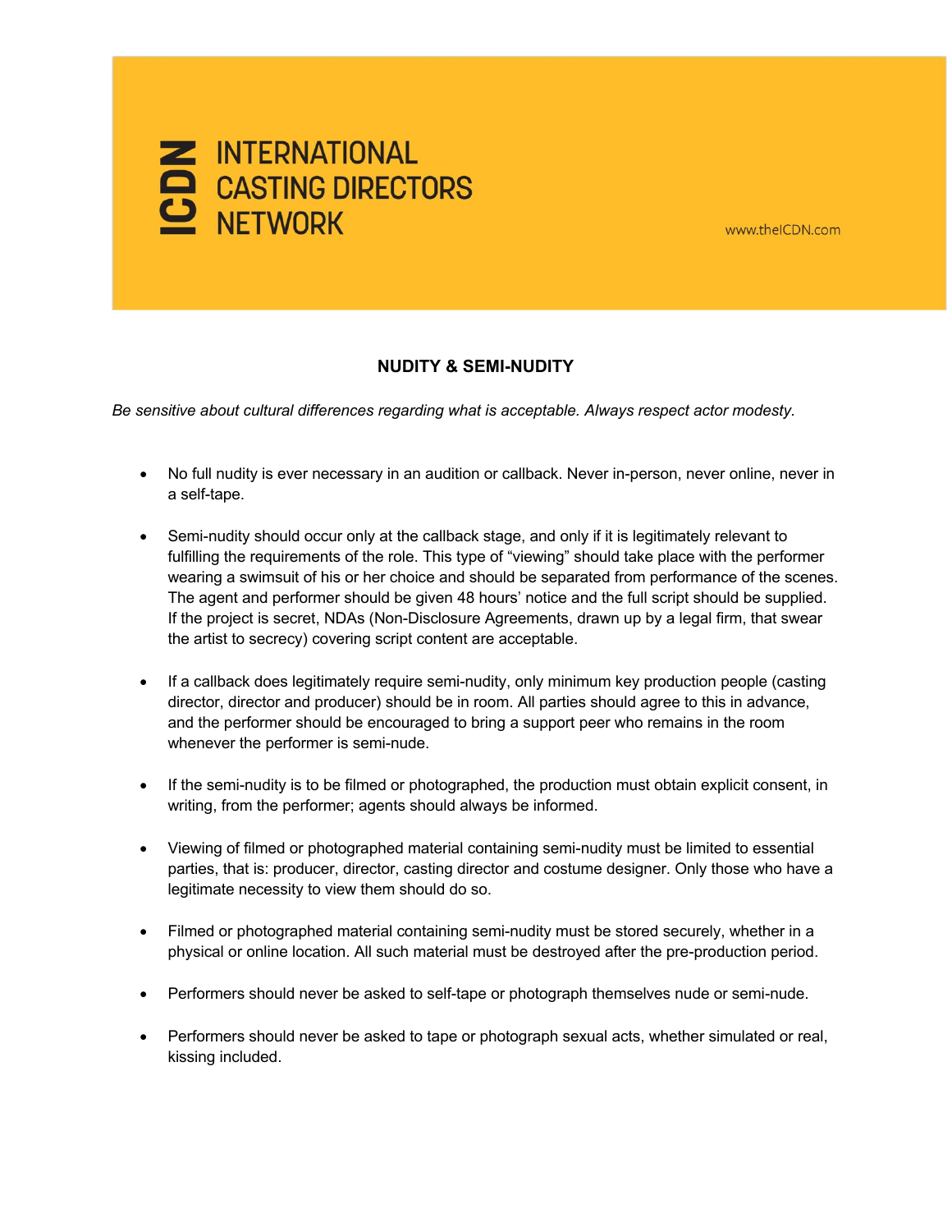# INTERNATIONAL CASTING DIRECTORS NETWORK

www.theICDN.com

## NUDITY & SEMI-NUDITY

*Be sensitive about cultural differences regarding what is acceptable. Always respect actor modesty.*

- No full nudity is ever necessary in an audition or callback. Never in-person, never online, never in a self-tape.
- Semi-nudity should occur only at the callback stage, and only if it is legitimately relevant to fulfilling the requirements of the role. This type of "viewing" should take place with the performer wearing a swimsuit of his or her choice and should be separated from performance of the scenes. The agent and performer should be given 48 hours' notice and the full script should be supplied. If the project is secret, NDAs (Non-Disclosure Agreements, drawn up by a legal firm, that swear the artist to secrecy) covering script content are acceptable.
- If a callback does legitimately require semi-nudity, only minimum key production people (casting director, director and producer) should be in room. All parties should agree to this in advance, and the performer should be encouraged to bring a support peer who remains in the room whenever the performer is semi-nude.
- If the semi-nudity is to be filmed or photographed, the production must obtain explicit consent, in writing, from the performer; agents should always be informed.
- Viewing of filmed or photographed material containing semi-nudity must be limited to essential parties, that is: producer, director, casting director and costume designer. Only those who have a legitimate necessity to view them should do so.
- Filmed or photographed material containing semi-nudity must be stored securely, whether in a physical or online location. All such material must be destroyed after the pre-production period.
- Performers should never be asked to self-tape or photograph themselves nude or semi-nude.
- Performers should never be asked to tape or photograph sexual acts, whether simulated or real, kissing included.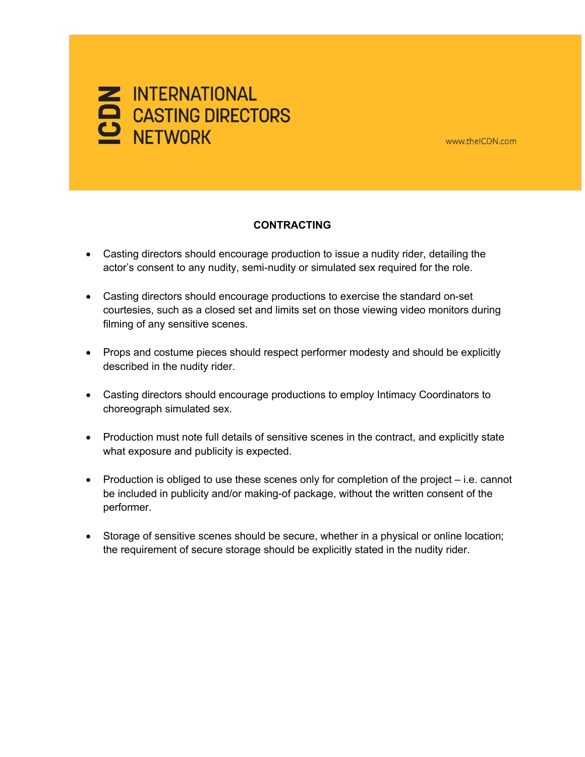INTERNATIONAL CASTING DIRECTORS NETWORK

www.theICDN.com

## CONTRACTING

- Casting directors should encourage production to issue a nudity rider, detailing the actor's consent to any nudity, semi-nudity or simulated sex required for the role.
- Casting directors should encourage productions to exercise the standard on-set courtesies, such as a closed set and limits set on those viewing video monitors during filming of any sensitive scenes.
- Props and costume pieces should respect performer modesty and should be explicitly described in the nudity rider.
- Casting directors should encourage productions to employ Intimacy Coordinators to choreograph simulated sex.
- Production must note full details of sensitive scenes in the contract, and explicitly state what exposure and publicity is expected.
- Production is obliged to use these scenes only for completion of the project – i.e. cannot be included in publicity and/or making-of package, without the written consent of the performer.
- Storage of sensitive scenes should be secure, whether in a physical or online location; the requirement of secure storage should be explicitly stated in the nudity rider.